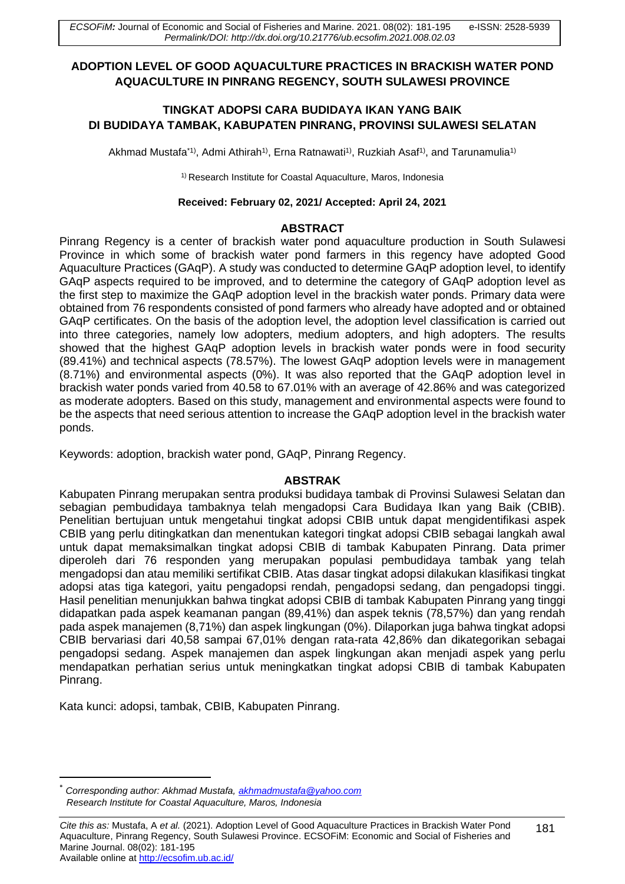# ADOPTION LEVEL OF GOOD AQUACULTURE PRACTICES IN BRACKISH WATER POND AQUACULTURE IN PINRANG REGENCY, SOUTH SULAWESI PROVINCE

# TINGKAT ADOPSI CARA BUDIDAYA IKAN YANG BAIK DI BUDIDAYA TAMBAK, KABUPATEN PINRANG, PROVINSI SULAWESI SELATAN

Akhmad Mustafa*[1], Admi Athirah[1], Erna Ratnawati[1], Ruzkiah Asaf[1], and Tarunamulia[1]

[1] Research Institute for Coastal Aquaculture, Maros, Indonesia

**Received: February 02, 2021/ Accepted: April 24, 2021**

## ABSTRACT

Pinrang Regency is a center of brackish water pond aquaculture production in South Sulawesi Province in which some of brackish water pond farmers in this regency have adopted Good Aquaculture Practices (GAqP). A study was conducted to determine GAqP adoption level, to identify GAqP aspects required to be improved, and to determine the category of GAqP adoption level as the first step to maximize the GAqP adoption level in the brackish water ponds. Primary data were obtained from 76 respondents consisted of pond farmers who already have adopted and or obtained GAqP certificates. On the basis of the adoption level, the adoption level classification is carried out into three categories, namely low adopters, medium adopters, and high adopters. The results showed that the highest GAqP adoption levels in brackish water ponds were in food security (89.41%) and technical aspects (78.57%). The lowest GAqP adoption levels were in management (8.71%) and environmental aspects (0%). It was also reported that the GAqP adoption level in brackish water ponds varied from 40.58 to 67.01% with an average of 42.86% and was categorized as moderate adopters. Based on this study, management and environmental aspects were found to be the aspects that need serious attention to increase the GAqP adoption level in the brackish water ponds.

Keywords: adoption, brackish water pond, GAqP, Pinrang Regency.

## ABSTRAK

Kabupaten Pinrang merupakan sentra produksi budidaya tambak di Provinsi Sulawesi Selatan dan sebagian pembudidaya tambaknya telah mengadopsi Cara Budidaya Ikan yang Baik (CBIB). Penelitian bertujuan untuk mengetahui tingkat adopsi CBIB untuk dapat mengidentifikasi aspek CBIB yang perlu ditingkatkan dan menentukan kategori tingkat adopsi CBIB sebagai langkah awal untuk dapat memaksimalkan tingkat adopsi CBIB di tambak Kabupaten Pinrang. Data primer diperoleh dari 76 responden yang merupakan populasi pembudidaya tambak yang telah mengadopsi dan atau memiliki sertifikat CBIB. Atas dasar tingkat adopsi dilakukan klasifikasi tingkat adopsi atas tiga kategori, yaitu pengadopsi rendah, pengadopsi sedang, dan pengadopsi tinggi. Hasil penelitian menunjukkan bahwa tingkat adopsi CBIB di tambak Kabupaten Pinrang yang tinggi didapatkan pada aspek keamanan pangan (89,41%) dan aspek teknis (78,57%) dan yang rendah pada aspek manajemen (8,71%) dan aspek lingkungan (0%). Dilaporkan juga bahwa tingkat adopsi CBIB bervariasi dari 40,58 sampai 67,01% dengan rata-rata 42,86% dan dikategorikan sebagai pengadopsi sedang. Aspek manajemen dan aspek lingkungan akan menjadi aspek yang perlu mendapatkan perhatian serius untuk meningkatkan tingkat adopsi CBIB di tambak Kabupaten Pinrang.

Kata kunci: adopsi, tambak, CBIB, Kabupaten Pinrang.

---

\* *Corresponding author: Akhmad Mustafa, akhmadmustafa@yahoo.com*
*Research Institute for Coastal Aquaculture, Maros, Indonesia*

*Cite this as:* Mustafa, A *et al.* (2021). Adoption Level of Good Aquaculture Practices in Brackish Water Pond Aquaculture, Pinrang Regency, South Sulawesi Province. ECSOFiM: Economic and Social of Fisheries and Marine Journal. 08(02): 181-195
Available online at http://ecsofim.ub.ac.id/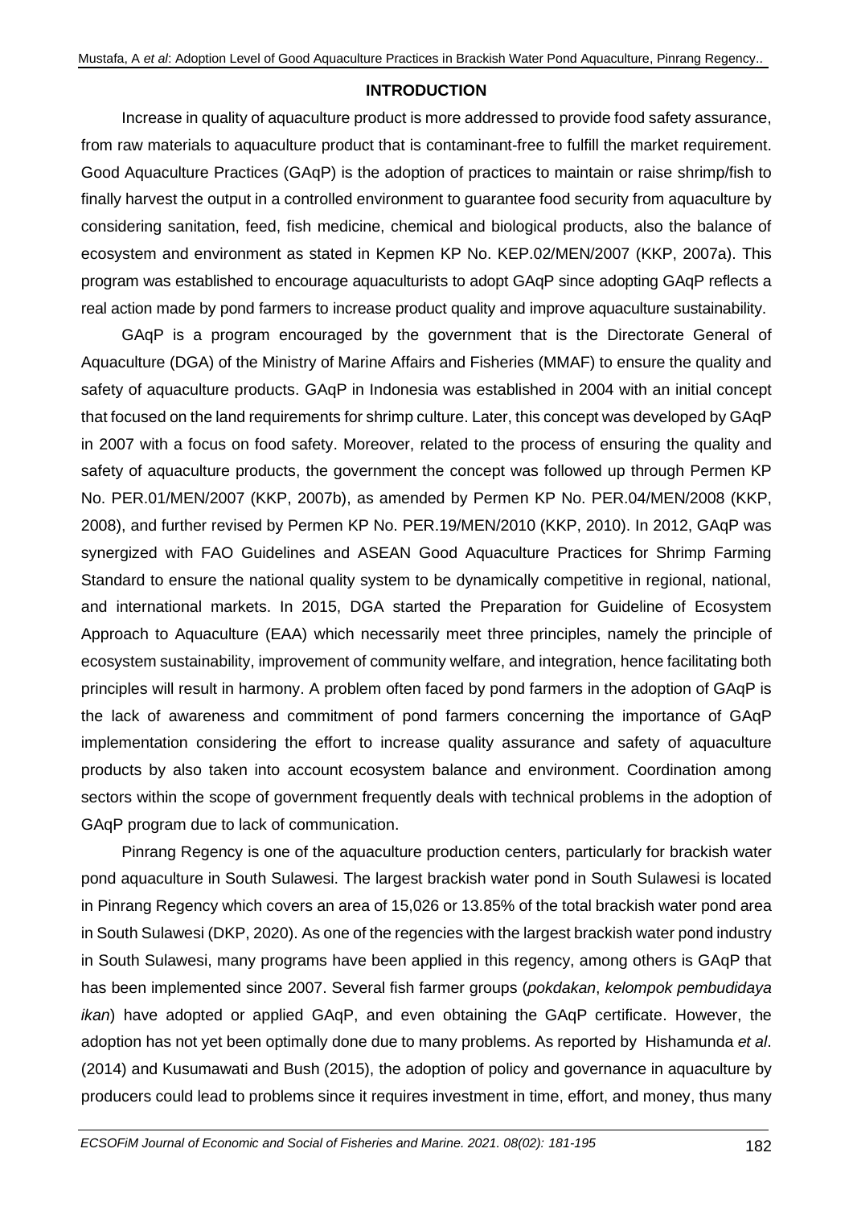## INTRODUCTION

Increase in quality of aquaculture product is more addressed to provide food safety assurance, from raw materials to aquaculture product that is contaminant-free to fulfill the market requirement. Good Aquaculture Practices (GAqP) is the adoption of practices to maintain or raise shrimp/fish to finally harvest the output in a controlled environment to guarantee food security from aquaculture by considering sanitation, feed, fish medicine, chemical and biological products, also the balance of ecosystem and environment as stated in Kepmen KP No. KEP.02/MEN/2007 (KKP, 2007a). This program was established to encourage aquaculturists to adopt GAqP since adopting GAqP reflects a real action made by pond farmers to increase product quality and improve aquaculture sustainability.

GAqP is a program encouraged by the government that is the Directorate General of Aquaculture (DGA) of the Ministry of Marine Affairs and Fisheries (MMAF) to ensure the quality and safety of aquaculture products. GAqP in Indonesia was established in 2004 with an initial concept that focused on the land requirements for shrimp culture. Later, this concept was developed by GAqP in 2007 with a focus on food safety. Moreover, related to the process of ensuring the quality and safety of aquaculture products, the government the concept was followed up through Permen KP No. PER.01/MEN/2007 (KKP, 2007b), as amended by Permen KP No. PER.04/MEN/2008 (KKP, 2008), and further revised by Permen KP No. PER.19/MEN/2010 (KKP, 2010). In 2012, GAqP was synergized with FAO Guidelines and ASEAN Good Aquaculture Practices for Shrimp Farming Standard to ensure the national quality system to be dynamically competitive in regional, national, and international markets. In 2015, DGA started the Preparation for Guideline of Ecosystem Approach to Aquaculture (EAA) which necessarily meet three principles, namely the principle of ecosystem sustainability, improvement of community welfare, and integration, hence facilitating both principles will result in harmony. A problem often faced by pond farmers in the adoption of GAqP is the lack of awareness and commitment of pond farmers concerning the importance of GAqP implementation considering the effort to increase quality assurance and safety of aquaculture products by also taken into account ecosystem balance and environment. Coordination among sectors within the scope of government frequently deals with technical problems in the adoption of GAqP program due to lack of communication.

Pinrang Regency is one of the aquaculture production centers, particularly for brackish water pond aquaculture in South Sulawesi. The largest brackish water pond in South Sulawesi is located in Pinrang Regency which covers an area of 15,026 or 13.85% of the total brackish water pond area in South Sulawesi (DKP, 2020). As one of the regencies with the largest brackish water pond industry in South Sulawesi, many programs have been applied in this regency, among others is GAqP that has been implemented since 2007. Several fish farmer groups (*pokdakan*, *kelompok pembudidaya ikan*) have adopted or applied GAqP, and even obtaining the GAqP certificate. However, the adoption has not yet been optimally done due to many problems. As reported by Hishamunda *et al*. (2014) and Kusumawati and Bush (2015), the adoption of policy and governance in aquaculture by producers could lead to problems since it requires investment in time, effort, and money, thus many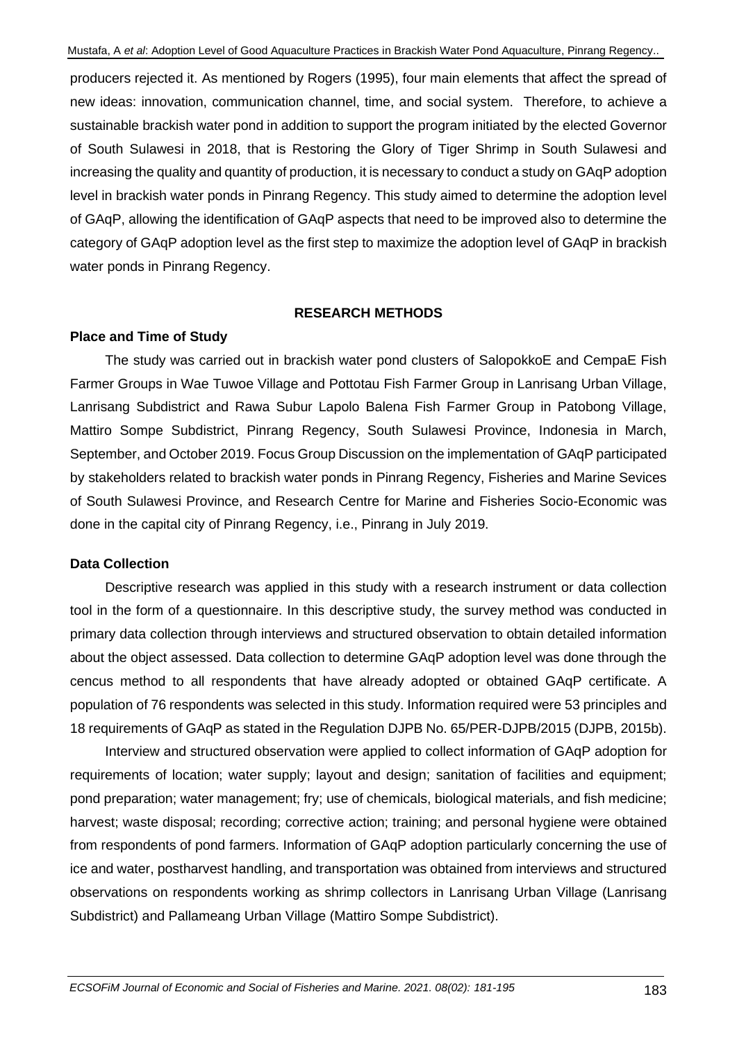producers rejected it. As mentioned by Rogers (1995), four main elements that affect the spread of new ideas: innovation, communication channel, time, and social system. Therefore, to achieve a sustainable brackish water pond in addition to support the program initiated by the elected Governor of South Sulawesi in 2018, that is Restoring the Glory of Tiger Shrimp in South Sulawesi and increasing the quality and quantity of production, it is necessary to conduct a study on GAqP adoption level in brackish water ponds in Pinrang Regency. This study aimed to determine the adoption level of GAqP, allowing the identification of GAqP aspects that need to be improved also to determine the category of GAqP adoption level as the first step to maximize the adoption level of GAqP in brackish water ponds in Pinrang Regency.

## RESEARCH METHODS

### Place and Time of Study

The study was carried out in brackish water pond clusters of SalopokkoE and CempaE Fish Farmer Groups in Wae Tuwoe Village and Pottotau Fish Farmer Group in Lanrisang Urban Village, Lanrisang Subdistrict and Rawa Subur Lapolo Balena Fish Farmer Group in Patobong Village, Mattiro Sompe Subdistrict, Pinrang Regency, South Sulawesi Province, Indonesia in March, September, and October 2019. Focus Group Discussion on the implementation of GAqP participated by stakeholders related to brackish water ponds in Pinrang Regency, Fisheries and Marine Sevices of South Sulawesi Province, and Research Centre for Marine and Fisheries Socio-Economic was done in the capital city of Pinrang Regency, i.e., Pinrang in July 2019.

### Data Collection

Descriptive research was applied in this study with a research instrument or data collection tool in the form of a questionnaire. In this descriptive study, the survey method was conducted in primary data collection through interviews and structured observation to obtain detailed information about the object assessed. Data collection to determine GAqP adoption level was done through the cencus method to all respondents that have already adopted or obtained GAqP certificate. A population of 76 respondents was selected in this study. Information required were 53 principles and 18 requirements of GAqP as stated in the Regulation DJPB No. 65/PER-DJPB/2015 (DJPB, 2015b).

Interview and structured observation were applied to collect information of GAqP adoption for requirements of location; water supply; layout and design; sanitation of facilities and equipment; pond preparation; water management; fry; use of chemicals, biological materials, and fish medicine; harvest; waste disposal; recording; corrective action; training; and personal hygiene were obtained from respondents of pond farmers. Information of GAqP adoption particularly concerning the use of ice and water, postharvest handling, and transportation was obtained from interviews and structured observations on respondents working as shrimp collectors in Lanrisang Urban Village (Lanrisang Subdistrict) and Pallameang Urban Village (Mattiro Sompe Subdistrict).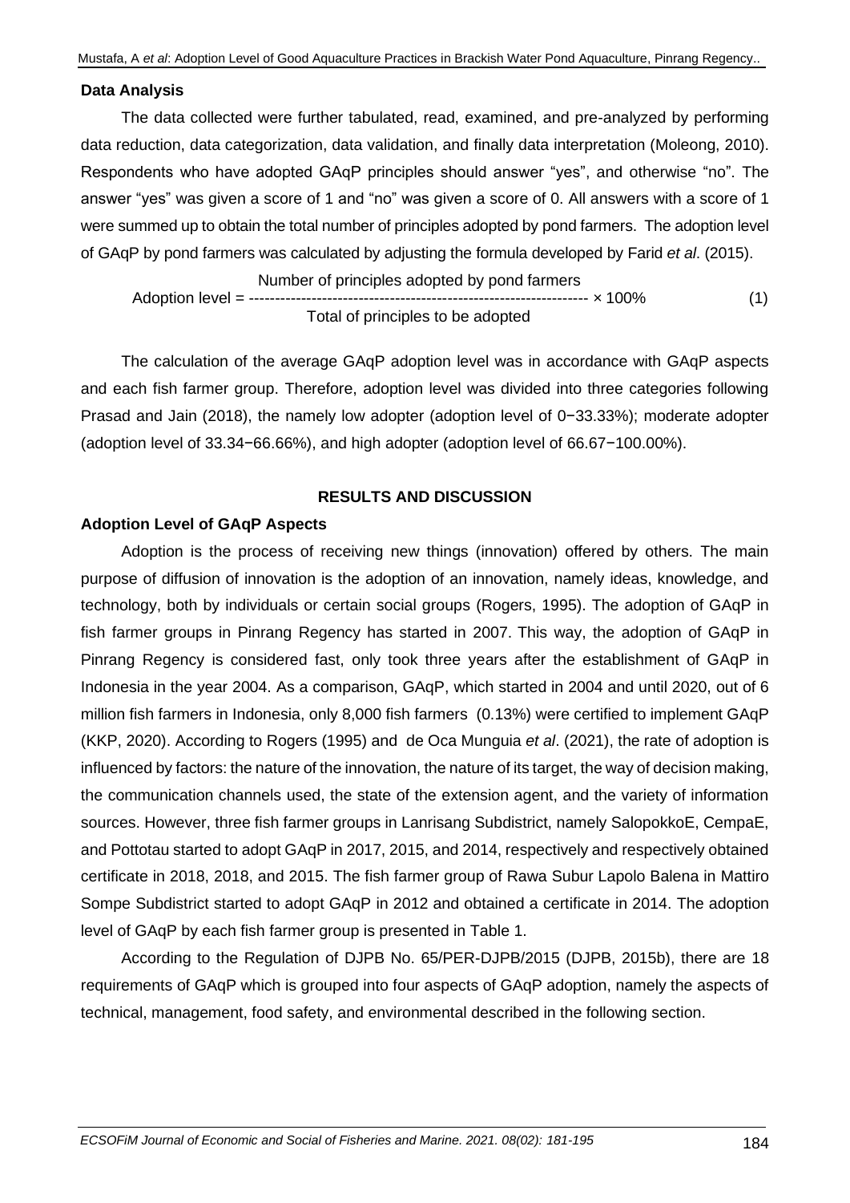**Data Analysis**

The data collected were further tabulated, read, examined, and pre-analyzed by performing data reduction, data categorization, data validation, and finally data interpretation (Moleong, 2010). Respondents who have adopted GAqP principles should answer "yes", and otherwise "no". The answer "yes" was given a score of 1 and "no" was given a score of 0. All answers with a score of 1 were summed up to obtain the total number of principles adopted by pond farmers. The adoption level of GAqP by pond farmers was calculated by adjusting the formula developed by Farid *et al*. (2015).

$$\text{Adoption level} = \frac{\text{Number of principles adopted by pond farmers}}{\text{Total of principles to be adopted}} \times 100\% \qquad (1)$$

The calculation of the average GAqP adoption level was in accordance with GAqP aspects and each fish farmer group. Therefore, adoption level was divided into three categories following Prasad and Jain (2018), the namely low adopter (adoption level of 0−33.33%); moderate adopter (adoption level of 33.34−66.66%), and high adopter (adoption level of 66.67−100.00%).

## RESULTS AND DISCUSSION

### Adoption Level of GAqP Aspects

Adoption is the process of receiving new things (innovation) offered by others. The main purpose of diffusion of innovation is the adoption of an innovation, namely ideas, knowledge, and technology, both by individuals or certain social groups (Rogers, 1995). The adoption of GAqP in fish farmer groups in Pinrang Regency has started in 2007. This way, the adoption of GAqP in Pinrang Regency is considered fast, only took three years after the establishment of GAqP in Indonesia in the year 2004. As a comparison, GAqP, which started in 2004 and until 2020, out of 6 million fish farmers in Indonesia, only 8,000 fish farmers (0.13%) were certified to implement GAqP (KKP, 2020). According to Rogers (1995) and de Oca Munguia *et al*. (2021), the rate of adoption is influenced by factors: the nature of the innovation, the nature of its target, the way of decision making, the communication channels used, the state of the extension agent, and the variety of information sources. However, three fish farmer groups in Lanrisang Subdistrict, namely SalopokkoE, CempaE, and Pottotau started to adopt GAqP in 2017, 2015, and 2014, respectively and respectively obtained certificate in 2018, 2018, and 2015. The fish farmer group of Rawa Subur Lapolo Balena in Mattiro Sompe Subdistrict started to adopt GAqP in 2012 and obtained a certificate in 2014. The adoption level of GAqP by each fish farmer group is presented in Table 1.

According to the Regulation of DJPB No. 65/PER-DJPB/2015 (DJPB, 2015b), there are 18 requirements of GAqP which is grouped into four aspects of GAqP adoption, namely the aspects of technical, management, food safety, and environmental described in the following section.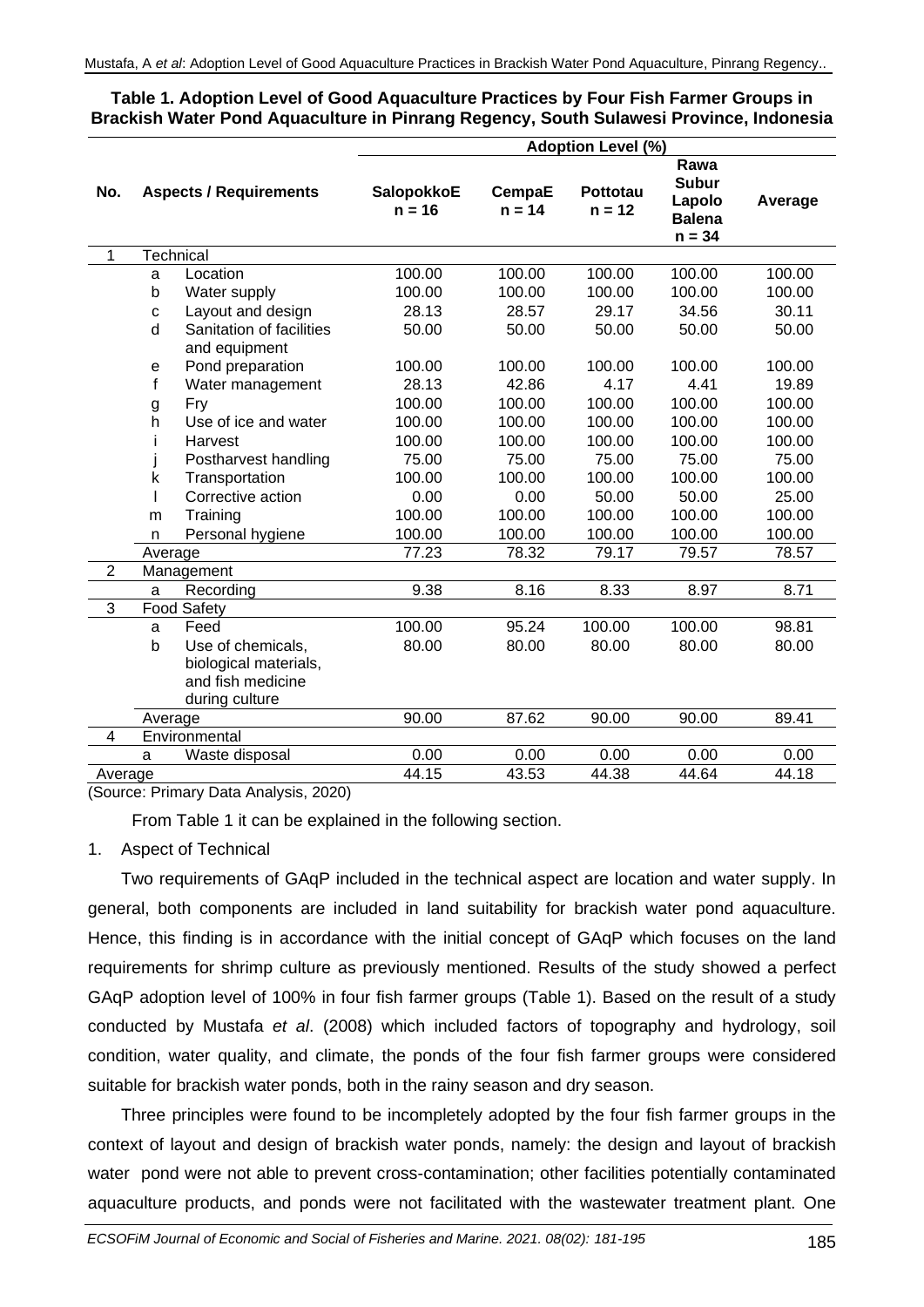**Table 1. Adoption Level of Good Aquaculture Practices by Four Fish Farmer Groups in Brackish Water Pond Aquaculture in Pinrang Regency, South Sulawesi Province, Indonesia**

| No. | Aspects / Requirements | | Adoption Level (%) | | | | |
|---|---|---|---|---|---|---|---|
| | | | SalopokkoE n = 16 | CempaE n = 14 | Pottotau n = 12 | Rawa Subur Lapolo Balena n = 34 | Average |
| 1 | Technical | | | | | | |
| | a | Location | 100.00 | 100.00 | 100.00 | 100.00 | 100.00 |
| | b | Water supply | 100.00 | 100.00 | 100.00 | 100.00 | 100.00 |
| | c | Layout and design | 28.13 | 28.57 | 29.17 | 34.56 | 30.11 |
| | d | Sanitation of facilities and equipment | 50.00 | 50.00 | 50.00 | 50.00 | 50.00 |
| | e | Pond preparation | 100.00 | 100.00 | 100.00 | 100.00 | 100.00 |
| | f | Water management | 28.13 | 42.86 | 4.17 | 4.41 | 19.89 |
| | g | Fry | 100.00 | 100.00 | 100.00 | 100.00 | 100.00 |
| | h | Use of ice and water | 100.00 | 100.00 | 100.00 | 100.00 | 100.00 |
| | i | Harvest | 100.00 | 100.00 | 100.00 | 100.00 | 100.00 |
| | j | Postharvest handling | 75.00 | 75.00 | 75.00 | 75.00 | 75.00 |
| | k | Transportation | 100.00 | 100.00 | 100.00 | 100.00 | 100.00 |
| | l | Corrective action | 0.00 | 0.00 | 50.00 | 50.00 | 25.00 |
| | m | Training | 100.00 | 100.00 | 100.00 | 100.00 | 100.00 |
| | n | Personal hygiene | 100.00 | 100.00 | 100.00 | 100.00 | 100.00 |
| | Average | | 77.23 | 78.32 | 79.17 | 79.57 | 78.57 |
| 2 | Management | | | | | | |
| | a | Recording | 9.38 | 8.16 | 8.33 | 8.97 | 8.71 |
| 3 | Food Safety | | | | | | |
| | a | Feed | 100.00 | 95.24 | 100.00 | 100.00 | 98.81 |
| | b | Use of chemicals, biological materials, and fish medicine during culture | 80.00 | 80.00 | 80.00 | 80.00 | 80.00 |
| | Average | | 90.00 | 87.62 | 90.00 | 90.00 | 89.41 |
| 4 | Environmental | | | | | | |
| | a | Waste disposal | 0.00 | 0.00 | 0.00 | 0.00 | 0.00 |
| Average | | | 44.15 | 43.53 | 44.38 | 44.64 | 44.18 |

(Source: Primary Data Analysis, 2020)

From Table 1 it can be explained in the following section.

1. Aspect of Technical

Two requirements of GAqP included in the technical aspect are location and water supply. In general, both components are included in land suitability for brackish water pond aquaculture. Hence, this finding is in accordance with the initial concept of GAqP which focuses on the land requirements for shrimp culture as previously mentioned. Results of the study showed a perfect GAqP adoption level of 100% in four fish farmer groups (Table 1). Based on the result of a study conducted by Mustafa *et al*. (2008) which included factors of topography and hydrology, soil condition, water quality, and climate, the ponds of the four fish farmer groups were considered suitable for brackish water ponds, both in the rainy season and dry season.

Three principles were found to be incompletely adopted by the four fish farmer groups in the context of layout and design of brackish water ponds, namely: the design and layout of brackish water pond were not able to prevent cross-contamination; other facilities potentially contaminated aquaculture products, and ponds were not facilitated with the wastewater treatment plant. One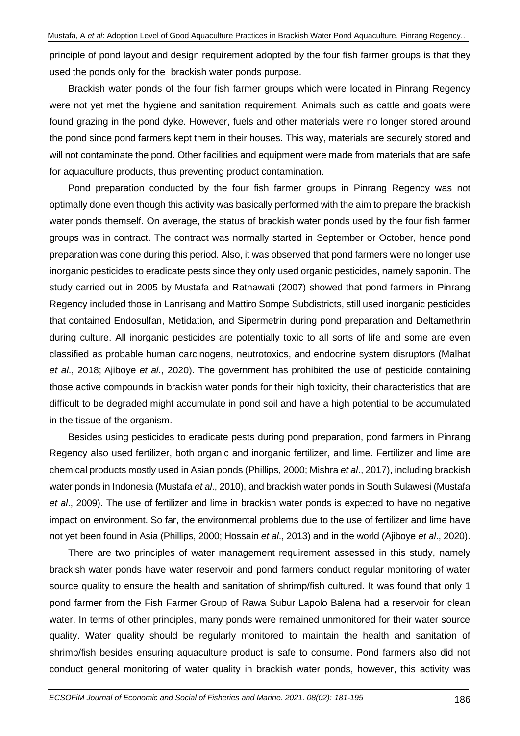principle of pond layout and design requirement adopted by the four fish farmer groups is that they used the ponds only for the  brackish water ponds purpose.

Brackish water ponds of the four fish farmer groups which were located in Pinrang Regency were not yet met the hygiene and sanitation requirement. Animals such as cattle and goats were found grazing in the pond dyke. However, fuels and other materials were no longer stored around the pond since pond farmers kept them in their houses. This way, materials are securely stored and will not contaminate the pond. Other facilities and equipment were made from materials that are safe for aquaculture products, thus preventing product contamination.

Pond preparation conducted by the four fish farmer groups in Pinrang Regency was not optimally done even though this activity was basically performed with the aim to prepare the brackish water ponds themself. On average, the status of brackish water ponds used by the four fish farmer groups was in contract. The contract was normally started in September or October, hence pond preparation was done during this period. Also, it was observed that pond farmers were no longer use inorganic pesticides to eradicate pests since they only used organic pesticides, namely saponin. The study carried out in 2005 by Mustafa and Ratnawati (2007) showed that pond farmers in Pinrang Regency included those in Lanrisang and Mattiro Sompe Subdistricts, still used inorganic pesticides that contained Endosulfan, Metidation, and Sipermetrin during pond preparation and Deltamethrin during culture. All inorganic pesticides are potentially toxic to all sorts of life and some are even classified as probable human carcinogens, neutrotoxics, and endocrine system disruptors (Malhat *et al*., 2018; Ajiboye *et al*., 2020). The government has prohibited the use of pesticide containing those active compounds in brackish water ponds for their high toxicity, their characteristics that are difficult to be degraded might accumulate in pond soil and have a high potential to be accumulated in the tissue of the organism.

Besides using pesticides to eradicate pests during pond preparation, pond farmers in Pinrang Regency also used fertilizer, both organic and inorganic fertilizer, and lime. Fertilizer and lime are chemical products mostly used in Asian ponds (Phillips, 2000; Mishra *et al*., 2017), including brackish water ponds in Indonesia (Mustafa *et al*., 2010), and brackish water ponds in South Sulawesi (Mustafa *et al*., 2009). The use of fertilizer and lime in brackish water ponds is expected to have no negative impact on environment. So far, the environmental problems due to the use of fertilizer and lime have not yet been found in Asia (Phillips, 2000; Hossain *et al*., 2013) and in the world (Ajiboye *et al*., 2020).

There are two principles of water management requirement assessed in this study, namely brackish water ponds have water reservoir and pond farmers conduct regular monitoring of water source quality to ensure the health and sanitation of shrimp/fish cultured. It was found that only 1 pond farmer from the Fish Farmer Group of Rawa Subur Lapolo Balena had a reservoir for clean water. In terms of other principles, many ponds were remained unmonitored for their water source quality. Water quality should be regularly monitored to maintain the health and sanitation of shrimp/fish besides ensuring aquaculture product is safe to consume. Pond farmers also did not conduct general monitoring of water quality in brackish water ponds, however, this activity was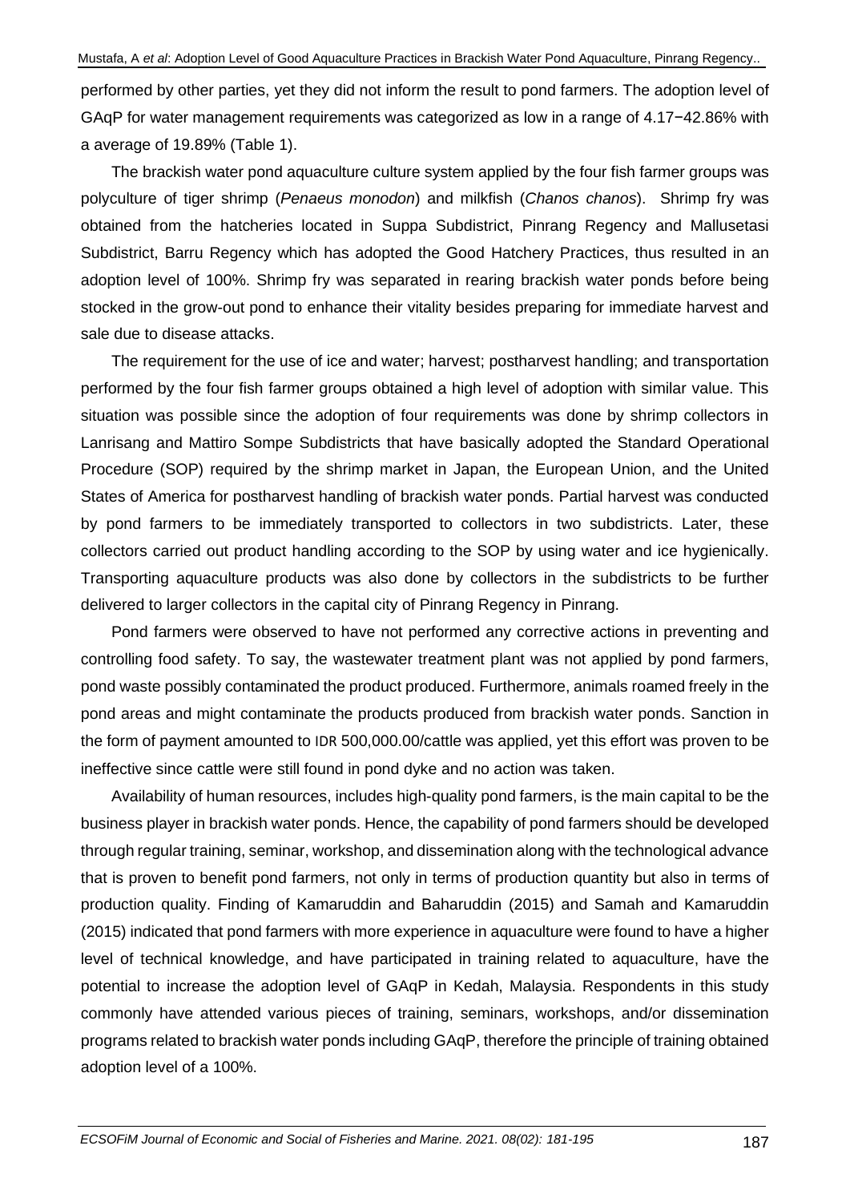performed by other parties, yet they did not inform the result to pond farmers. The adoption level of GAqP for water management requirements was categorized as low in a range of 4.17−42.86% with a average of 19.89% (Table 1).

The brackish water pond aquaculture culture system applied by the four fish farmer groups was polyculture of tiger shrimp (*Penaeus monodon*) and milkfish (*Chanos chanos*). Shrimp fry was obtained from the hatcheries located in Suppa Subdistrict, Pinrang Regency and Mallusetasi Subdistrict, Barru Regency which has adopted the Good Hatchery Practices, thus resulted in an adoption level of 100%. Shrimp fry was separated in rearing brackish water ponds before being stocked in the grow-out pond to enhance their vitality besides preparing for immediate harvest and sale due to disease attacks.

The requirement for the use of ice and water; harvest; postharvest handling; and transportation performed by the four fish farmer groups obtained a high level of adoption with similar value. This situation was possible since the adoption of four requirements was done by shrimp collectors in Lanrisang and Mattiro Sompe Subdistricts that have basically adopted the Standard Operational Procedure (SOP) required by the shrimp market in Japan, the European Union, and the United States of America for postharvest handling of brackish water ponds. Partial harvest was conducted by pond farmers to be immediately transported to collectors in two subdistricts. Later, these collectors carried out product handling according to the SOP by using water and ice hygienically. Transporting aquaculture products was also done by collectors in the subdistricts to be further delivered to larger collectors in the capital city of Pinrang Regency in Pinrang.

Pond farmers were observed to have not performed any corrective actions in preventing and controlling food safety. To say, the wastewater treatment plant was not applied by pond farmers, pond waste possibly contaminated the product produced. Furthermore, animals roamed freely in the pond areas and might contaminate the products produced from brackish water ponds. Sanction in the form of payment amounted to IDR 500,000.00/cattle was applied, yet this effort was proven to be ineffective since cattle were still found in pond dyke and no action was taken.

Availability of human resources, includes high-quality pond farmers, is the main capital to be the business player in brackish water ponds. Hence, the capability of pond farmers should be developed through regular training, seminar, workshop, and dissemination along with the technological advance that is proven to benefit pond farmers, not only in terms of production quantity but also in terms of production quality. Finding of Kamaruddin and Baharuddin (2015) and Samah and Kamaruddin (2015) indicated that pond farmers with more experience in aquaculture were found to have a higher level of technical knowledge, and have participated in training related to aquaculture, have the potential to increase the adoption level of GAqP in Kedah, Malaysia. Respondents in this study commonly have attended various pieces of training, seminars, workshops, and/or dissemination programs related to brackish water ponds including GAqP, therefore the principle of training obtained adoption level of a 100%.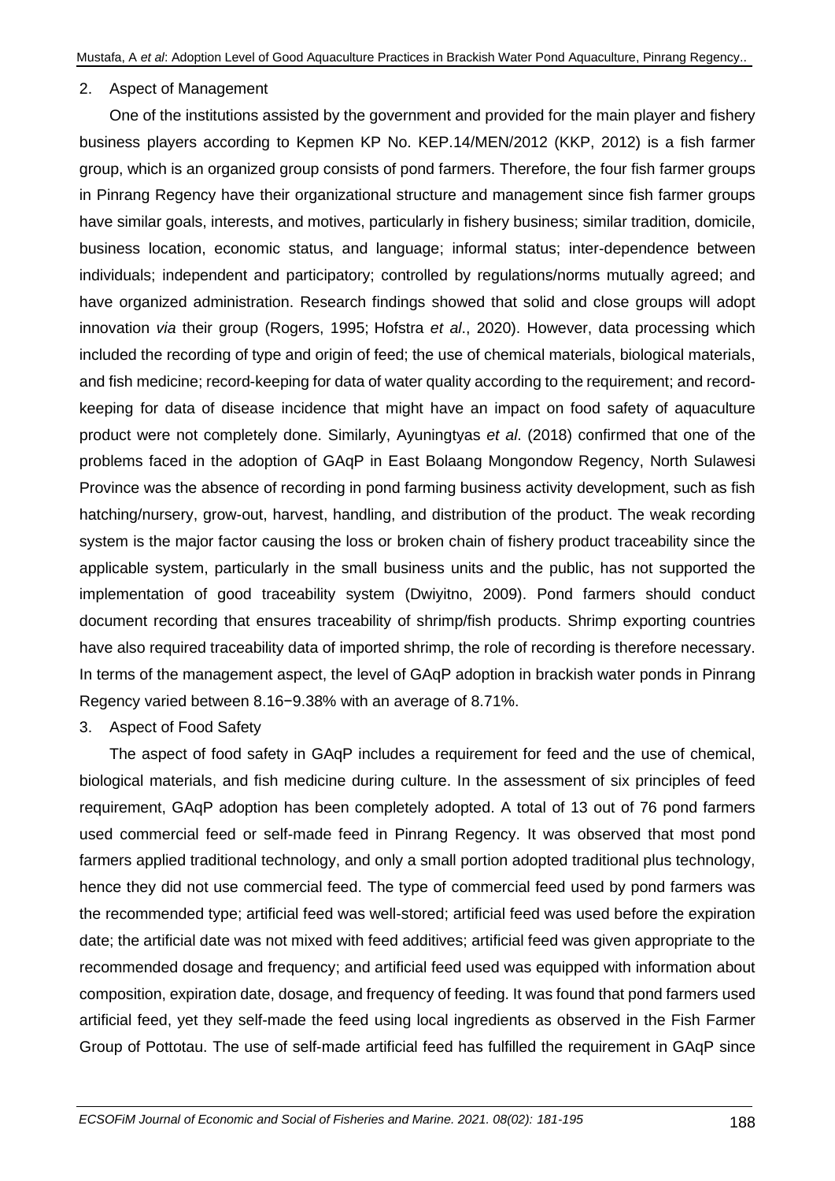2. Aspect of Management

One of the institutions assisted by the government and provided for the main player and fishery business players according to Kepmen KP No. KEP.14/MEN/2012 (KKP, 2012) is a fish farmer group, which is an organized group consists of pond farmers. Therefore, the four fish farmer groups in Pinrang Regency have their organizational structure and management since fish farmer groups have similar goals, interests, and motives, particularly in fishery business; similar tradition, domicile, business location, economic status, and language; informal status; inter-dependence between individuals; independent and participatory; controlled by regulations/norms mutually agreed; and have organized administration. Research findings showed that solid and close groups will adopt innovation *via* their group (Rogers, 1995; Hofstra *et al*., 2020). However, data processing which included the recording of type and origin of feed; the use of chemical materials, biological materials, and fish medicine; record-keeping for data of water quality according to the requirement; and record-keeping for data of disease incidence that might have an impact on food safety of aquaculture product were not completely done. Similarly, Ayuningtyas *et al*. (2018) confirmed that one of the problems faced in the adoption of GAqP in East Bolaang Mongondow Regency, North Sulawesi Province was the absence of recording in pond farming business activity development, such as fish hatching/nursery, grow-out, harvest, handling, and distribution of the product. The weak recording system is the major factor causing the loss or broken chain of fishery product traceability since the applicable system, particularly in the small business units and the public, has not supported the implementation of good traceability system (Dwiyitno, 2009). Pond farmers should conduct document recording that ensures traceability of shrimp/fish products. Shrimp exporting countries have also required traceability data of imported shrimp, the role of recording is therefore necessary. In terms of the management aspect, the level of GAqP adoption in brackish water ponds in Pinrang Regency varied between 8.16−9.38% with an average of 8.71%.

3. Aspect of Food Safety

The aspect of food safety in GAqP includes a requirement for feed and the use of chemical, biological materials, and fish medicine during culture. In the assessment of six principles of feed requirement, GAqP adoption has been completely adopted. A total of 13 out of 76 pond farmers used commercial feed or self-made feed in Pinrang Regency. It was observed that most pond farmers applied traditional technology, and only a small portion adopted traditional plus technology, hence they did not use commercial feed. The type of commercial feed used by pond farmers was the recommended type; artificial feed was well-stored; artificial feed was used before the expiration date; the artificial date was not mixed with feed additives; artificial feed was given appropriate to the recommended dosage and frequency; and artificial feed used was equipped with information about composition, expiration date, dosage, and frequency of feeding. It was found that pond farmers used artificial feed, yet they self-made the feed using local ingredients as observed in the Fish Farmer Group of Pottotau. The use of self-made artificial feed has fulfilled the requirement in GAqP since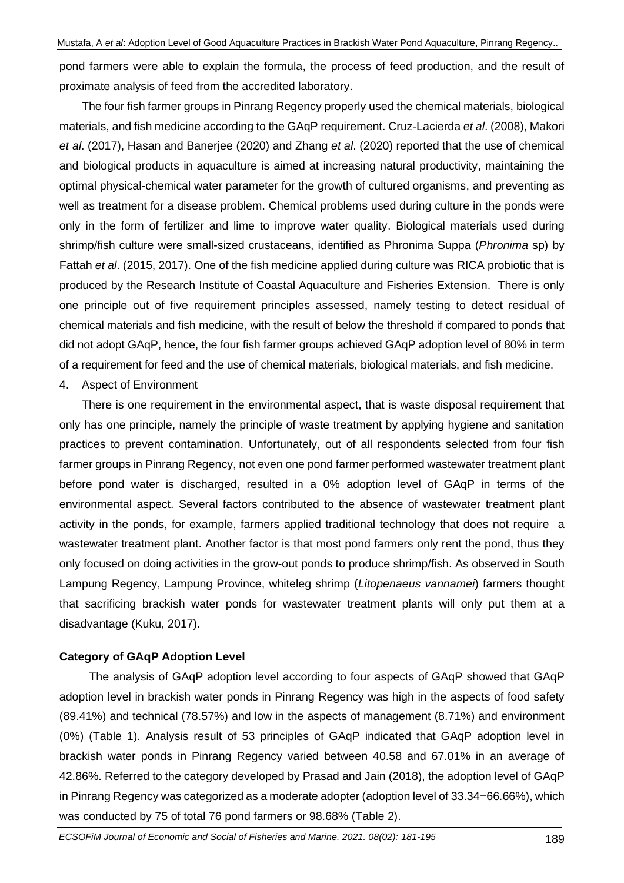pond farmers were able to explain the formula, the process of feed production, and the result of proximate analysis of feed from the accredited laboratory.

The four fish farmer groups in Pinrang Regency properly used the chemical materials, biological materials, and fish medicine according to the GAqP requirement. Cruz-Lacierda *et al*. (2008), Makori *et al*. (2017), Hasan and Banerjee (2020) and Zhang *et al*. (2020) reported that the use of chemical and biological products in aquaculture is aimed at increasing natural productivity, maintaining the optimal physical-chemical water parameter for the growth of cultured organisms, and preventing as well as treatment for a disease problem. Chemical problems used during culture in the ponds were only in the form of fertilizer and lime to improve water quality. Biological materials used during shrimp/fish culture were small-sized crustaceans, identified as Phronima Suppa (*Phronima* sp) by Fattah *et al*. (2015, 2017). One of the fish medicine applied during culture was RICA probiotic that is produced by the Research Institute of Coastal Aquaculture and Fisheries Extension. There is only one principle out of five requirement principles assessed, namely testing to detect residual of chemical materials and fish medicine, with the result of below the threshold if compared to ponds that did not adopt GAqP, hence, the four fish farmer groups achieved GAqP adoption level of 80% in term of a requirement for feed and the use of chemical materials, biological materials, and fish medicine.

4. Aspect of Environment

There is one requirement in the environmental aspect, that is waste disposal requirement that only has one principle, namely the principle of waste treatment by applying hygiene and sanitation practices to prevent contamination. Unfortunately, out of all respondents selected from four fish farmer groups in Pinrang Regency, not even one pond farmer performed wastewater treatment plant before pond water is discharged, resulted in a 0% adoption level of GAqP in terms of the environmental aspect. Several factors contributed to the absence of wastewater treatment plant activity in the ponds, for example, farmers applied traditional technology that does not require a wastewater treatment plant. Another factor is that most pond farmers only rent the pond, thus they only focused on doing activities in the grow-out ponds to produce shrimp/fish. As observed in South Lampung Regency, Lampung Province, whiteleg shrimp (*Litopenaeus vannamei*) farmers thought that sacrificing brackish water ponds for wastewater treatment plants will only put them at a disadvantage (Kuku, 2017).

**Category of GAqP Adoption Level**

The analysis of GAqP adoption level according to four aspects of GAqP showed that GAqP adoption level in brackish water ponds in Pinrang Regency was high in the aspects of food safety (89.41%) and technical (78.57%) and low in the aspects of management (8.71%) and environment (0%) (Table 1). Analysis result of 53 principles of GAqP indicated that GAqP adoption level in brackish water ponds in Pinrang Regency varied between 40.58 and 67.01% in an average of 42.86%. Referred to the category developed by Prasad and Jain (2018), the adoption level of GAqP in Pinrang Regency was categorized as a moderate adopter (adoption level of 33.34−66.66%), which was conducted by 75 of total 76 pond farmers or 98.68% (Table 2).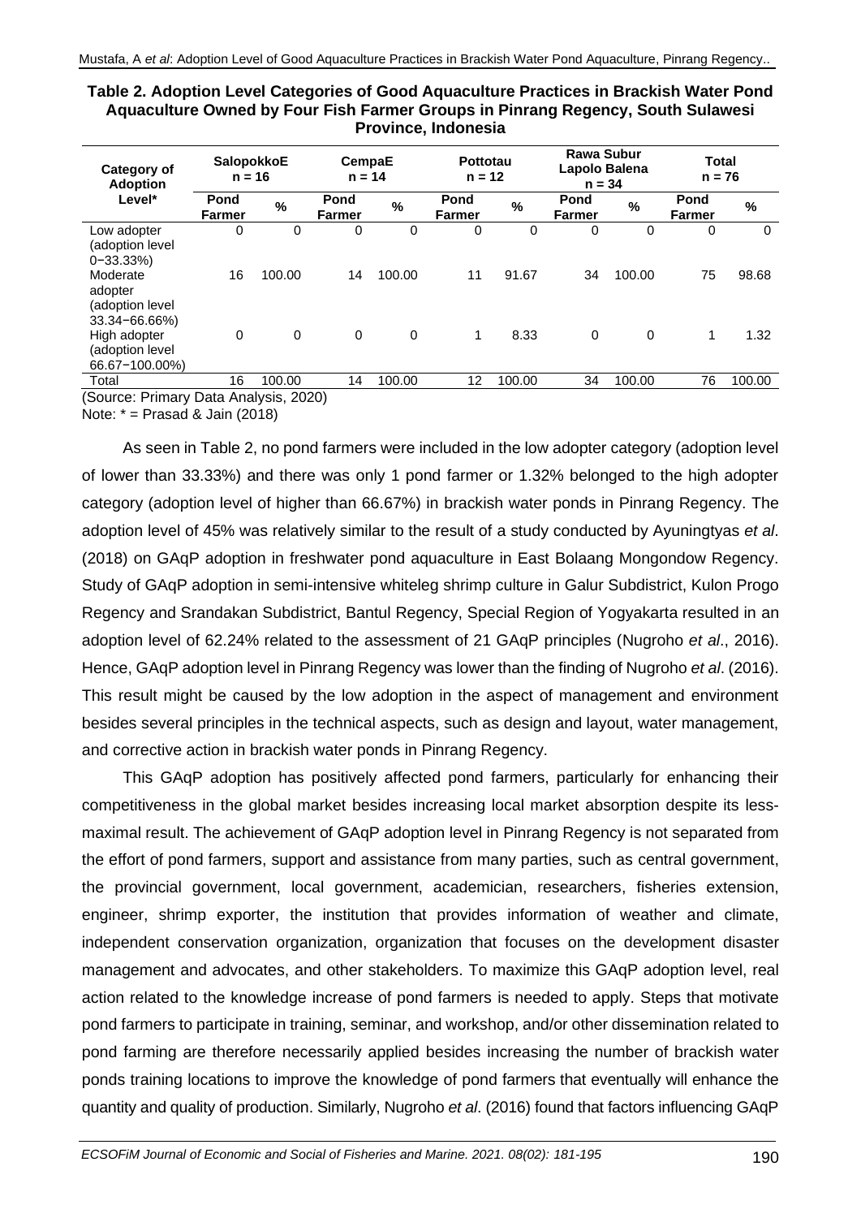**Table 2. Adoption Level Categories of Good Aquaculture Practices in Brackish Water Pond Aquaculture Owned by Four Fish Farmer Groups in Pinrang Regency, South Sulawesi Province, Indonesia**

| Category of Adoption Level* | SalopokkoE n = 16 | | CempaE n = 14 | | Pottotau n = 12 | | Rawa Subur Lapolo Balena n = 34 | | Total n = 76 | |
|---|---|---|---|---|---|---|---|---|---|---|
| | Pond Farmer | % | Pond Farmer | % | Pond Farmer | % | Pond Farmer | % | Pond Farmer | % |
| Low adopter (adoption level 0−33.33%) | 0 | 0 | 0 | 0 | 0 | 0 | 0 | 0 | 0 | 0 |
| Moderate adopter (adoption level 33.34−66.66%) | 16 | 100.00 | 14 | 100.00 | 11 | 91.67 | 34 | 100.00 | 75 | 98.68 |
| High adopter (adoption level 66.67−100.00%) | 0 | 0 | 0 | 0 | 1 | 8.33 | 0 | 0 | 1 | 1.32 |
| Total | 16 | 100.00 | 14 | 100.00 | 12 | 100.00 | 34 | 100.00 | 76 | 100.00 |

(Source: Primary Data Analysis, 2020)

Note: * = Prasad & Jain (2018)

As seen in Table 2, no pond farmers were included in the low adopter category (adoption level of lower than 33.33%) and there was only 1 pond farmer or 1.32% belonged to the high adopter category (adoption level of higher than 66.67%) in brackish water ponds in Pinrang Regency. The adoption level of 45% was relatively similar to the result of a study conducted by Ayuningtyas *et al*. (2018) on GAqP adoption in freshwater pond aquaculture in East Bolaang Mongondow Regency. Study of GAqP adoption in semi-intensive whiteleg shrimp culture in Galur Subdistrict, Kulon Progo Regency and Srandakan Subdistrict, Bantul Regency, Special Region of Yogyakarta resulted in an adoption level of 62.24% related to the assessment of 21 GAqP principles (Nugroho *et al*., 2016). Hence, GAqP adoption level in Pinrang Regency was lower than the finding of Nugroho *et al*. (2016). This result might be caused by the low adoption in the aspect of management and environment besides several principles in the technical aspects, such as design and layout, water management, and corrective action in brackish water ponds in Pinrang Regency.

This GAqP adoption has positively affected pond farmers, particularly for enhancing their competitiveness in the global market besides increasing local market absorption despite its less-maximal result. The achievement of GAqP adoption level in Pinrang Regency is not separated from the effort of pond farmers, support and assistance from many parties, such as central government, the provincial government, local government, academician, researchers, fisheries extension, engineer, shrimp exporter, the institution that provides information of weather and climate, independent conservation organization, organization that focuses on the development disaster management and advocates, and other stakeholders. To maximize this GAqP adoption level, real action related to the knowledge increase of pond farmers is needed to apply. Steps that motivate pond farmers to participate in training, seminar, and workshop, and/or other dissemination related to pond farming are therefore necessarily applied besides increasing the number of brackish water ponds training locations to improve the knowledge of pond farmers that eventually will enhance the quantity and quality of production. Similarly, Nugroho *et al*. (2016) found that factors influencing GAqP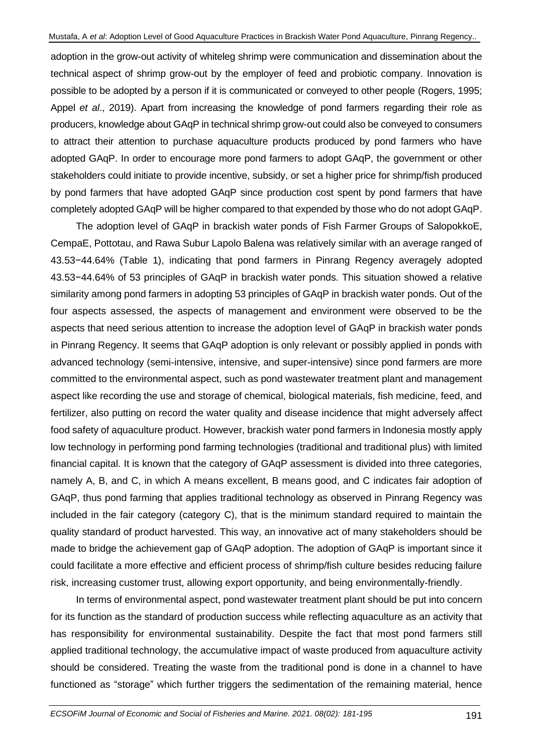adoption in the grow-out activity of whiteleg shrimp were communication and dissemination about the technical aspect of shrimp grow-out by the employer of feed and probiotic company. Innovation is possible to be adopted by a person if it is communicated or conveyed to other people (Rogers, 1995; Appel *et al*., 2019). Apart from increasing the knowledge of pond farmers regarding their role as producers, knowledge about GAqP in technical shrimp grow-out could also be conveyed to consumers to attract their attention to purchase aquaculture products produced by pond farmers who have adopted GAqP. In order to encourage more pond farmers to adopt GAqP, the government or other stakeholders could initiate to provide incentive, subsidy, or set a higher price for shrimp/fish produced by pond farmers that have adopted GAqP since production cost spent by pond farmers that have completely adopted GAqP will be higher compared to that expended by those who do not adopt GAqP.

The adoption level of GAqP in brackish water ponds of Fish Farmer Groups of SalopokkoE, CempaE, Pottotau, and Rawa Subur Lapolo Balena was relatively similar with an average ranged of 43.53−44.64% (Table 1), indicating that pond farmers in Pinrang Regency averagely adopted 43.53−44.64% of 53 principles of GAqP in brackish water ponds. This situation showed a relative similarity among pond farmers in adopting 53 principles of GAqP in brackish water ponds. Out of the four aspects assessed, the aspects of management and environment were observed to be the aspects that need serious attention to increase the adoption level of GAqP in brackish water ponds in Pinrang Regency. It seems that GAqP adoption is only relevant or possibly applied in ponds with advanced technology (semi-intensive, intensive, and super-intensive) since pond farmers are more committed to the environmental aspect, such as pond wastewater treatment plant and management aspect like recording the use and storage of chemical, biological materials, fish medicine, feed, and fertilizer, also putting on record the water quality and disease incidence that might adversely affect food safety of aquaculture product. However, brackish water pond farmers in Indonesia mostly apply low technology in performing pond farming technologies (traditional and traditional plus) with limited financial capital. It is known that the category of GAqP assessment is divided into three categories, namely A, B, and C, in which A means excellent, B means good, and C indicates fair adoption of GAqP, thus pond farming that applies traditional technology as observed in Pinrang Regency was included in the fair category (category C), that is the minimum standard required to maintain the quality standard of product harvested. This way, an innovative act of many stakeholders should be made to bridge the achievement gap of GAqP adoption. The adoption of GAqP is important since it could facilitate a more effective and efficient process of shrimp/fish culture besides reducing failure risk, increasing customer trust, allowing export opportunity, and being environmentally-friendly.

In terms of environmental aspect, pond wastewater treatment plant should be put into concern for its function as the standard of production success while reflecting aquaculture as an activity that has responsibility for environmental sustainability. Despite the fact that most pond farmers still applied traditional technology, the accumulative impact of waste produced from aquaculture activity should be considered. Treating the waste from the traditional pond is done in a channel to have functioned as "storage" which further triggers the sedimentation of the remaining material, hence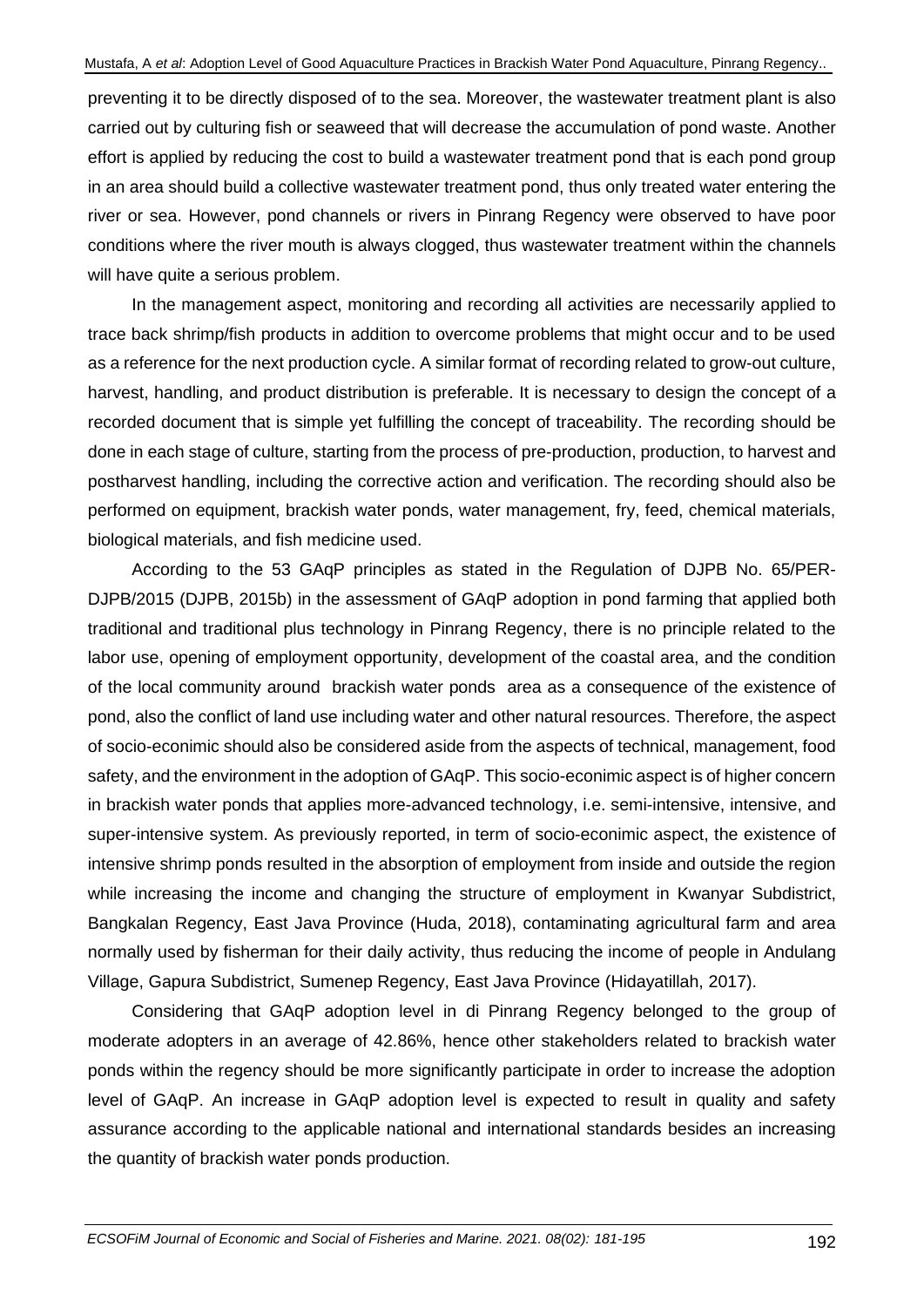preventing it to be directly disposed of to the sea. Moreover, the wastewater treatment plant is also carried out by culturing fish or seaweed that will decrease the accumulation of pond waste. Another effort is applied by reducing the cost to build a wastewater treatment pond that is each pond group in an area should build a collective wastewater treatment pond, thus only treated water entering the river or sea. However, pond channels or rivers in Pinrang Regency were observed to have poor conditions where the river mouth is always clogged, thus wastewater treatment within the channels will have quite a serious problem.

In the management aspect, monitoring and recording all activities are necessarily applied to trace back shrimp/fish products in addition to overcome problems that might occur and to be used as a reference for the next production cycle. A similar format of recording related to grow-out culture, harvest, handling, and product distribution is preferable. It is necessary to design the concept of a recorded document that is simple yet fulfilling the concept of traceability. The recording should be done in each stage of culture, starting from the process of pre-production, production, to harvest and postharvest handling, including the corrective action and verification. The recording should also be performed on equipment, brackish water ponds, water management, fry, feed, chemical materials, biological materials, and fish medicine used.

According to the 53 GAqP principles as stated in the Regulation of DJPB No. 65/PER-DJPB/2015 (DJPB, 2015b) in the assessment of GAqP adoption in pond farming that applied both traditional and traditional plus technology in Pinrang Regency, there is no principle related to the labor use, opening of employment opportunity, development of the coastal area, and the condition of the local community around brackish water ponds area as a consequence of the existence of pond, also the conflict of land use including water and other natural resources. Therefore, the aspect of socio-econimic should also be considered aside from the aspects of technical, management, food safety, and the environment in the adoption of GAqP. This socio-econimic aspect is of higher concern in brackish water ponds that applies more-advanced technology, i.e. semi-intensive, intensive, and super-intensive system. As previously reported, in term of socio-econimic aspect, the existence of intensive shrimp ponds resulted in the absorption of employment from inside and outside the region while increasing the income and changing the structure of employment in Kwanyar Subdistrict, Bangkalan Regency, East Java Province (Huda, 2018), contaminating agricultural farm and area normally used by fisherman for their daily activity, thus reducing the income of people in Andulang Village, Gapura Subdistrict, Sumenep Regency, East Java Province (Hidayatillah, 2017).

Considering that GAqP adoption level in di Pinrang Regency belonged to the group of moderate adopters in an average of 42.86%, hence other stakeholders related to brackish water ponds within the regency should be more significantly participate in order to increase the adoption level of GAqP. An increase in GAqP adoption level is expected to result in quality and safety assurance according to the applicable national and international standards besides an increasing the quantity of brackish water ponds production.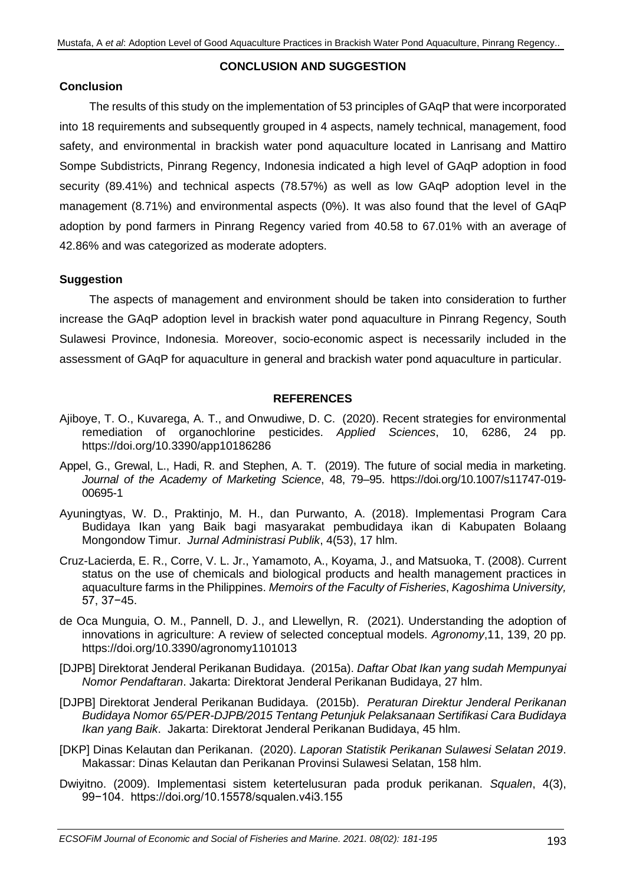## CONCLUSION AND SUGGESTION

### Conclusion

The results of this study on the implementation of 53 principles of GAqP that were incorporated into 18 requirements and subsequently grouped in 4 aspects, namely technical, management, food safety, and environmental in brackish water pond aquaculture located in Lanrisang and Mattiro Sompe Subdistricts, Pinrang Regency, Indonesia indicated a high level of GAqP adoption in food security (89.41%) and technical aspects (78.57%) as well as low GAqP adoption level in the management (8.71%) and environmental aspects (0%). It was also found that the level of GAqP adoption by pond farmers in Pinrang Regency varied from 40.58 to 67.01% with an average of 42.86% and was categorized as moderate adopters.

### Suggestion

The aspects of management and environment should be taken into consideration to further increase the GAqP adoption level in brackish water pond aquaculture in Pinrang Regency, South Sulawesi Province, Indonesia. Moreover, socio-economic aspect is necessarily included in the assessment of GAqP for aquaculture in general and brackish water pond aquaculture in particular.

## REFERENCES

Ajiboye, T. O., Kuvarega, A. T., and Onwudiwe, D. C. (2020). Recent strategies for environmental remediation of organochlorine pesticides. *Applied Sciences*, 10, 6286, 24 pp. https://doi.org/10.3390/app10186286

Appel, G., Grewal, L., Hadi, R. and Stephen, A. T. (2019). The future of social media in marketing. *Journal of the Academy of Marketing Science*, 48, 79–95. https://doi.org/10.1007/s11747-019-00695-1

Ayuningtyas, W. D., Praktinjo, M. H., dan Purwanto, A. (2018). Implementasi Program Cara Budidaya Ikan yang Baik bagi masyarakat pembudidaya ikan di Kabupaten Bolaang Mongondow Timur. *Jurnal Administrasi Publik*, 4(53), 17 hlm.

Cruz-Lacierda, E. R., Corre, V. L. Jr., Yamamoto, A., Koyama, J., and Matsuoka, T. (2008). Current status on the use of chemicals and biological products and health management practices in aquaculture farms in the Philippines. *Memoirs of the Faculty of Fisheries*, *Kagoshima University,* 57, 37−45.

de Oca Munguia, O. M., Pannell, D. J., and Llewellyn, R. (2021). Understanding the adoption of innovations in agriculture: A review of selected conceptual models. *Agronomy*,11, 139, 20 pp. https://doi.org/10.3390/agronomy1101013

[DJPB] Direktorat Jenderal Perikanan Budidaya. (2015a). *Daftar Obat Ikan yang sudah Mempunyai Nomor Pendaftaran*. Jakarta: Direktorat Jenderal Perikanan Budidaya, 27 hlm.

[DJPB] Direktorat Jenderal Perikanan Budidaya. (2015b). *Peraturan Direktur Jenderal Perikanan Budidaya Nomor 65/PER-DJPB/2015 Tentang Petunjuk Pelaksanaan Sertifikasi Cara Budidaya Ikan yang Baik*. Jakarta: Direktorat Jenderal Perikanan Budidaya, 45 hlm.

[DKP] Dinas Kelautan dan Perikanan. (2020). *Laporan Statistik Perikanan Sulawesi Selatan 2019*. Makassar: Dinas Kelautan dan Perikanan Provinsi Sulawesi Selatan, 158 hlm.

Dwiyitno. (2009). Implementasi sistem ketertelusuran pada produk perikanan. *Squalen*, 4(3), 99−104. https://doi.org/10.15578/squalen.v4i3.155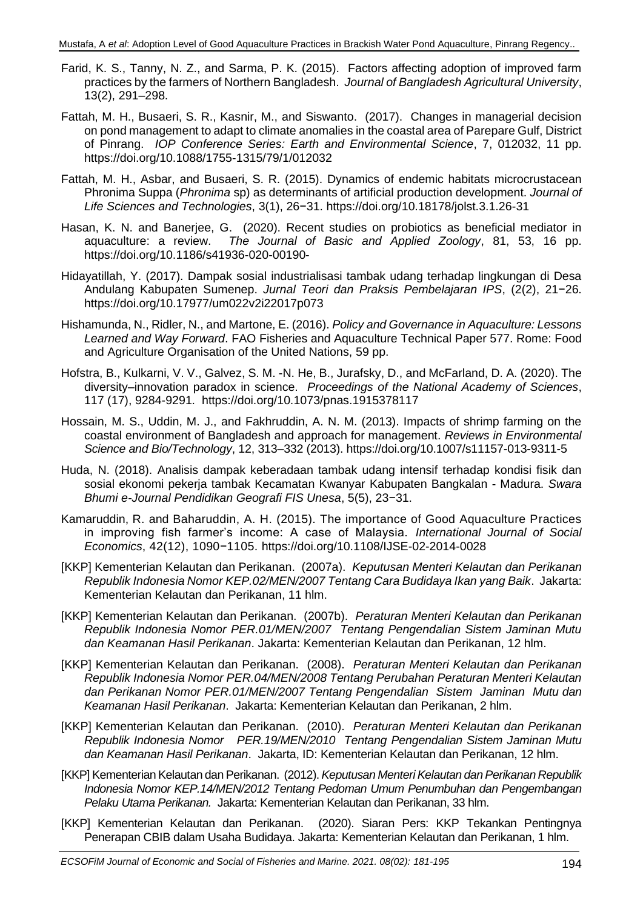Farid, K. S., Tanny, N. Z., and Sarma, P. K. (2015). Factors affecting adoption of improved farm practices by the farmers of Northern Bangladesh. *Journal of Bangladesh Agricultural University*, 13(2), 291–298.

Fattah, M. H., Busaeri, S. R., Kasnir, M., and Siswanto. (2017). Changes in managerial decision on pond management to adapt to climate anomalies in the coastal area of Parepare Gulf, District of Pinrang. *IOP Conference Series: Earth and Environmental Science*, 7, 012032, 11 pp. https://doi.org/10.1088/1755-1315/79/1/012032

Fattah, M. H., Asbar, and Busaeri, S. R. (2015). Dynamics of endemic habitats microcrustacean Phronima Suppa (*Phronima* sp) as determinants of artificial production development. *Journal of Life Sciences and Technologies*, 3(1), 26−31. https://doi.org/10.18178/jolst.3.1.26-31

Hasan, K. N. and Banerjee, G. (2020). Recent studies on probiotics as beneficial mediator in aquaculture: a review. *The Journal of Basic and Applied Zoology*, 81, 53, 16 pp. https://doi.org/10.1186/s41936-020-00190-

Hidayatillah, Y. (2017). Dampak sosial industrialisasi tambak udang terhadap lingkungan di Desa Andulang Kabupaten Sumenep. *Jurnal Teori dan Praksis Pembelajaran IPS*, (2(2), 21−26. https://doi.org/10.17977/um022v2i22017p073

Hishamunda, N., Ridler, N., and Martone, E. (2016). *Policy and Governance in Aquaculture: Lessons Learned and Way Forward*. FAO Fisheries and Aquaculture Technical Paper 577. Rome: Food and Agriculture Organisation of the United Nations, 59 pp.

Hofstra, B., Kulkarni, V. V., Galvez, S. M. -N. He, B., Jurafsky, D., and McFarland, D. A. (2020). The diversity–innovation paradox in science. *Proceedings of the National Academy of Sciences*, 117 (17), 9284-9291. https://doi.org/10.1073/pnas.1915378117

Hossain, M. S., Uddin, M. J., and Fakhruddin, A. N. M. (2013). Impacts of shrimp farming on the coastal environment of Bangladesh and approach for management. *Reviews in Environmental Science and Bio/Technology*, 12, 313–332 (2013). https://doi.org/10.1007/s11157-013-9311-5

Huda, N. (2018). Analisis dampak keberadaan tambak udang intensif terhadap kondisi fisik dan sosial ekonomi pekerja tambak Kecamatan Kwanyar Kabupaten Bangkalan - Madura. *Swara Bhumi e-Journal Pendidikan Geografi FIS Unesa*, 5(5), 23−31.

Kamaruddin, R. and Baharuddin, A. H. (2015). The importance of Good Aquaculture Practices in improving fish farmer's income: A case of Malaysia. *International Journal of Social Economics*, 42(12), 1090−1105. https://doi.org/10.1108/IJSE-02-2014-0028

[KKP] Kementerian Kelautan dan Perikanan. (2007a). *Keputusan Menteri Kelautan dan Perikanan Republik Indonesia Nomor KEP.02/MEN/2007 Tentang Cara Budidaya Ikan yang Baik*. Jakarta: Kementerian Kelautan dan Perikanan, 11 hlm.

[KKP] Kementerian Kelautan dan Perikanan. (2007b). *Peraturan Menteri Kelautan dan Perikanan Republik Indonesia Nomor PER.01/MEN/2007 Tentang Pengendalian Sistem Jaminan Mutu dan Keamanan Hasil Perikanan*. Jakarta: Kementerian Kelautan dan Perikanan, 12 hlm.

[KKP] Kementerian Kelautan dan Perikanan. (2008). *Peraturan Menteri Kelautan dan Perikanan Republik Indonesia Nomor PER.04/MEN/2008 Tentang Perubahan Peraturan Menteri Kelautan dan Perikanan Nomor PER.01/MEN/2007 Tentang Pengendalian Sistem Jaminan Mutu dan Keamanan Hasil Perikanan*. Jakarta: Kementerian Kelautan dan Perikanan, 2 hlm.

[KKP] Kementerian Kelautan dan Perikanan. (2010). *Peraturan Menteri Kelautan dan Perikanan Republik Indonesia Nomor PER.19/MEN/2010 Tentang Pengendalian Sistem Jaminan Mutu dan Keamanan Hasil Perikanan*. Jakarta, ID: Kementerian Kelautan dan Perikanan, 12 hlm.

[KKP] Kementerian Kelautan dan Perikanan. (2012). *Keputusan Menteri Kelautan dan Perikanan Republik Indonesia Nomor KEP.14/MEN/2012 Tentang Pedoman Umum Penumbuhan dan Pengembangan Pelaku Utama Perikanan.* Jakarta: Kementerian Kelautan dan Perikanan, 33 hlm.

[KKP] Kementerian Kelautan dan Perikanan. (2020). Siaran Pers: KKP Tekankan Pentingnya Penerapan CBIB dalam Usaha Budidaya. Jakarta: Kementerian Kelautan dan Perikanan, 1 hlm.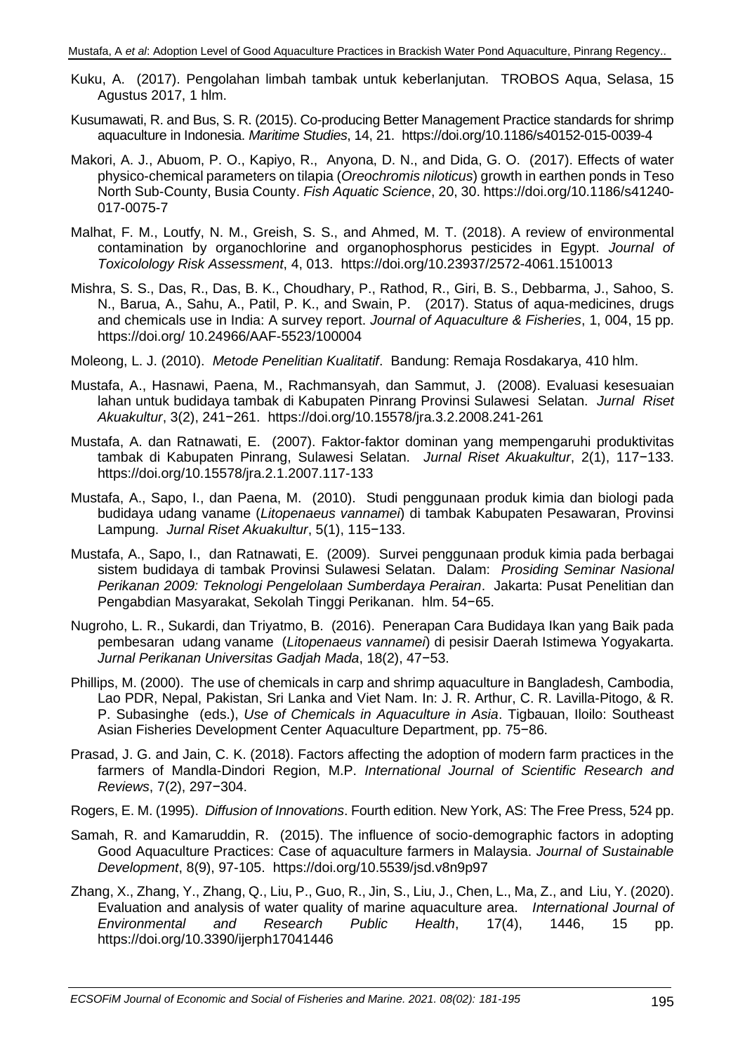Kuku, A. (2017). Pengolahan limbah tambak untuk keberlanjutan. TROBOS Aqua, Selasa, 15 Agustus 2017, 1 hlm.

Kusumawati, R. and Bus, S. R. (2015). Co-producing Better Management Practice standards for shrimp aquaculture in Indonesia. *Maritime Studies*, 14, 21. https://doi.org/10.1186/s40152-015-0039-4

Makori, A. J., Abuom, P. O., Kapiyo, R., Anyona, D. N., and Dida, G. O. (2017). Effects of water physico-chemical parameters on tilapia (*Oreochromis niloticus*) growth in earthen ponds in Teso North Sub-County, Busia County. *Fish Aquatic Science*, 20, 30. https://doi.org/10.1186/s41240-017-0075-7

Malhat, F. M., Loutfy, N. M., Greish, S. S., and Ahmed, M. T. (2018). A review of environmental contamination by organochlorine and organophosphorus pesticides in Egypt. *Journal of Toxicolology Risk Assessment*, 4, 013. https://doi.org/10.23937/2572-4061.1510013

Mishra, S. S., Das, R., Das, B. K., Choudhary, P., Rathod, R., Giri, B. S., Debbarma, J., Sahoo, S. N., Barua, A., Sahu, A., Patil, P. K., and Swain, P. (2017). Status of aqua-medicines, drugs and chemicals use in India: A survey report. *Journal of Aquaculture & Fisheries*, 1, 004, 15 pp. https://doi.org/ 10.24966/AAF-5523/100004

Moleong, L. J. (2010). *Metode Penelitian Kualitatif*. Bandung: Remaja Rosdakarya, 410 hlm.

Mustafa, A., Hasnawi, Paena, M., Rachmansyah, dan Sammut, J. (2008). Evaluasi kesesuaian lahan untuk budidaya tambak di Kabupaten Pinrang Provinsi Sulawesi Selatan. *Jurnal Riset Akuakultur*, 3(2), 241−261. https://doi.org/10.15578/jra.3.2.2008.241-261

Mustafa, A. dan Ratnawati, E. (2007). Faktor-faktor dominan yang mempengaruhi produktivitas tambak di Kabupaten Pinrang, Sulawesi Selatan. *Jurnal Riset Akuakultur*, 2(1), 117−133. https://doi.org/10.15578/jra.2.1.2007.117-133

Mustafa, A., Sapo, I., dan Paena, M. (2010). Studi penggunaan produk kimia dan biologi pada budidaya udang vaname (*Litopenaeus vannamei*) di tambak Kabupaten Pesawaran, Provinsi Lampung. *Jurnal Riset Akuakultur*, 5(1), 115−133.

Mustafa, A., Sapo, I., dan Ratnawati, E. (2009). Survei penggunaan produk kimia pada berbagai sistem budidaya di tambak Provinsi Sulawesi Selatan. Dalam: *Prosiding Seminar Nasional Perikanan 2009: Teknologi Pengelolaan Sumberdaya Perairan*. Jakarta: Pusat Penelitian dan Pengabdian Masyarakat, Sekolah Tinggi Perikanan. hlm. 54−65.

Nugroho, L. R., Sukardi, dan Triyatmo, B. (2016). Penerapan Cara Budidaya Ikan yang Baik pada pembesaran udang vaname (*Litopenaeus vannamei*) di pesisir Daerah Istimewa Yogyakarta. *Jurnal Perikanan Universitas Gadjah Mada*, 18(2), 47−53.

Phillips, M. (2000). The use of chemicals in carp and shrimp aquaculture in Bangladesh, Cambodia, Lao PDR, Nepal, Pakistan, Sri Lanka and Viet Nam. In: J. R. Arthur, C. R. Lavilla-Pitogo, & R. P. Subasinghe (eds.), *Use of Chemicals in Aquaculture in Asia*. Tigbauan, Iloilo: Southeast Asian Fisheries Development Center Aquaculture Department, pp. 75−86.

Prasad, J. G. and Jain, C. K. (2018). Factors affecting the adoption of modern farm practices in the farmers of Mandla-Dindori Region, M.P. *International Journal of Scientific Research and Reviews*, 7(2), 297−304.

Rogers, E. M. (1995). *Diffusion of Innovations*. Fourth edition. New York, AS: The Free Press, 524 pp.

Samah, R. and Kamaruddin, R. (2015). The influence of socio-demographic factors in adopting Good Aquaculture Practices: Case of aquaculture farmers in Malaysia. *Journal of Sustainable Development*, 8(9), 97-105. https://doi.org/10.5539/jsd.v8n9p97

Zhang, X., Zhang, Y., Zhang, Q., Liu, P., Guo, R., Jin, S., Liu, J., Chen, L., Ma, Z., and Liu, Y. (2020). Evaluation and analysis of water quality of marine aquaculture area. *International Journal of Environmental and Research Public Health*, 17(4), 1446, 15 pp. https://doi.org/10.3390/ijerph17041446